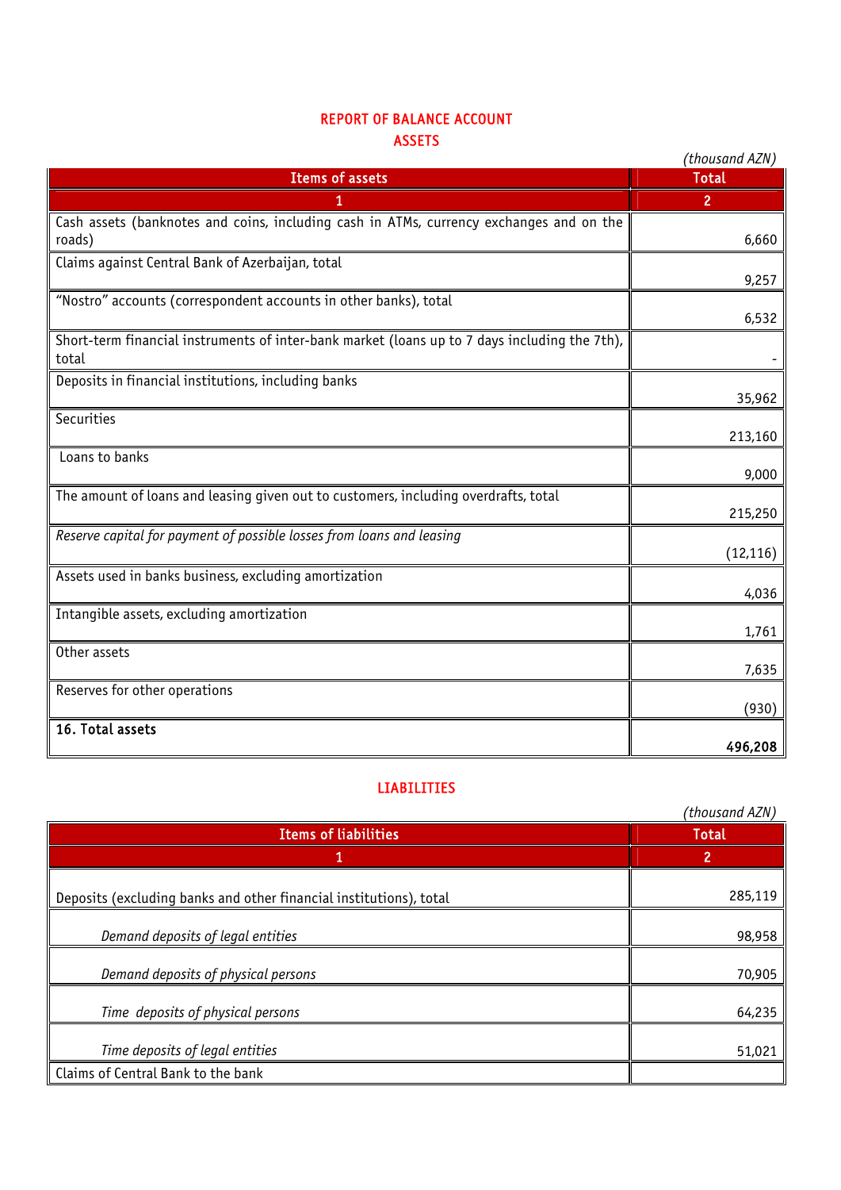# REPORT OF BALANCE ACCOUNT

## ASSETS

*(thousand AZN)*

| Items of assets | Total |
|---|---|
| 1 | 2 |
| Cash assets (banknotes and coins, including cash in ATMs, currency exchanges and on the roads) | 6,660 |
| Claims against Central Bank of Azerbaijan, total | 9,257 |
| "Nostro" accounts (correspondent accounts in other banks), total | 6,532 |
| Short-term financial instruments of inter-bank market (loans up to 7 days including the 7th), total | - |
| Deposits in financial institutions, including banks | 35,962 |
| Securities | 213,160 |
| Loans to banks | 9,000 |
| The amount of loans and leasing given out to customers, including overdrafts, total | 215,250 |
| *Reserve capital for payment of possible losses from loans and leasing* | (12,116) |
| Assets used in banks business, excluding amortization | 4,036 |
| Intangible assets, excluding amortization | 1,761 |
| Other assets | 7,635 |
| Reserves for other operations | (930) |
| **16. Total assets** | **496,208** |

## LIABILITIES

*(thousand AZN)*

| Items of liabilities | Total |
|---|---|
| 1 | 2 |
| Deposits (excluding banks and other financial institutions), total | 285,119 |
| *Demand deposits of legal entities* | 98,958 |
| *Demand deposits of physical persons* | 70,905 |
| *Time deposits of physical persons* | 64,235 |
| *Time deposits of legal entities* | 51,021 |
| Claims of Central Bank to the bank | |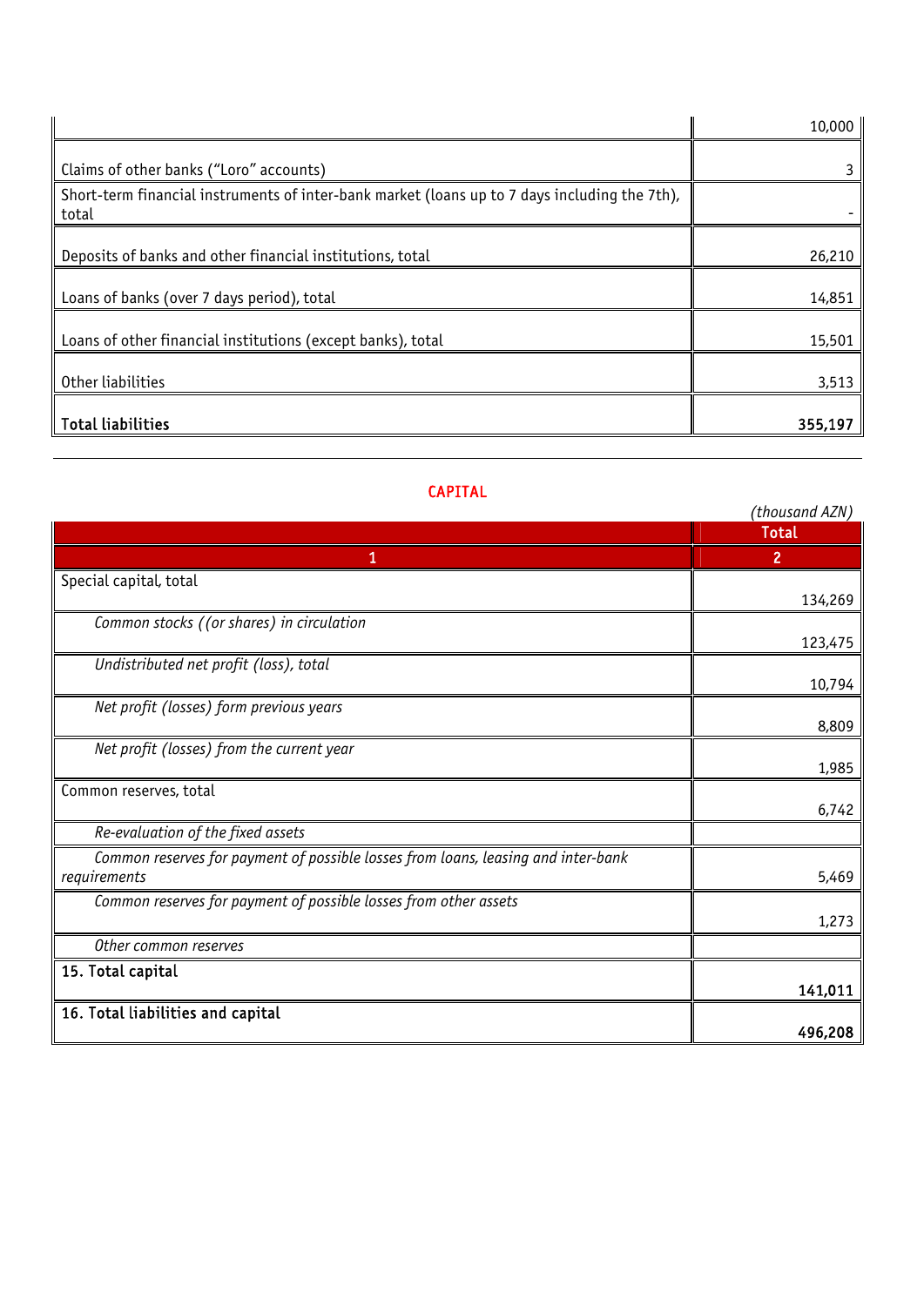| | |
|---|---|
| | 10,000 |
| Claims of other banks ("Loro" accounts) | 3 |
| Short-term financial instruments of inter-bank market (loans up to 7 days including the 7th), total | - |
| Deposits of banks and other financial institutions, total | 26,210 |
| Loans of banks (over 7 days period), total | 14,851 |
| Loans of other financial institutions (except banks), total | 15,501 |
| Other liabilities | 3,513 |
| **Total liabilities** | **355,197** |

## CAPITAL

(thousand AZN)

| | Total |
|---|---|
| 1 | 2 |
| Special capital, total | 134,269 |
| *Common stocks ((or shares) in circulation* | 123,475 |
| *Undistributed net profit (loss), total* | 10,794 |
| *Net profit (losses) form previous years* | 8,809 |
| *Net profit (losses) from the current year* | 1,985 |
| Common reserves, total | 6,742 |
| *Re-evaluation of the fixed assets* | |
| *Common reserves for payment of possible losses from loans, leasing and inter-bank requirements* | 5,469 |
| *Common reserves for payment of possible losses from other assets* | 1,273 |
| *Other common reserves* | |
| **15. Total capital** | **141,011** |
| **16. Total liabilities and capital** | **496,208** |